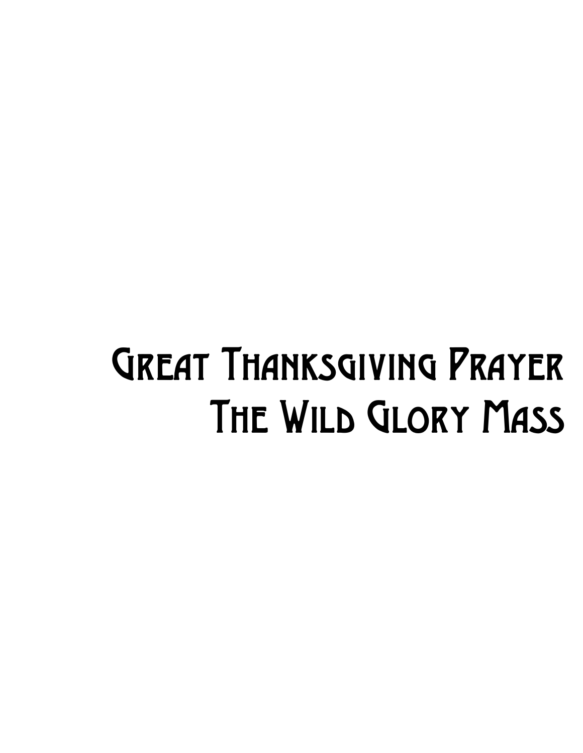# Great Thanksgiving Prayer
# The Wild Glory Mass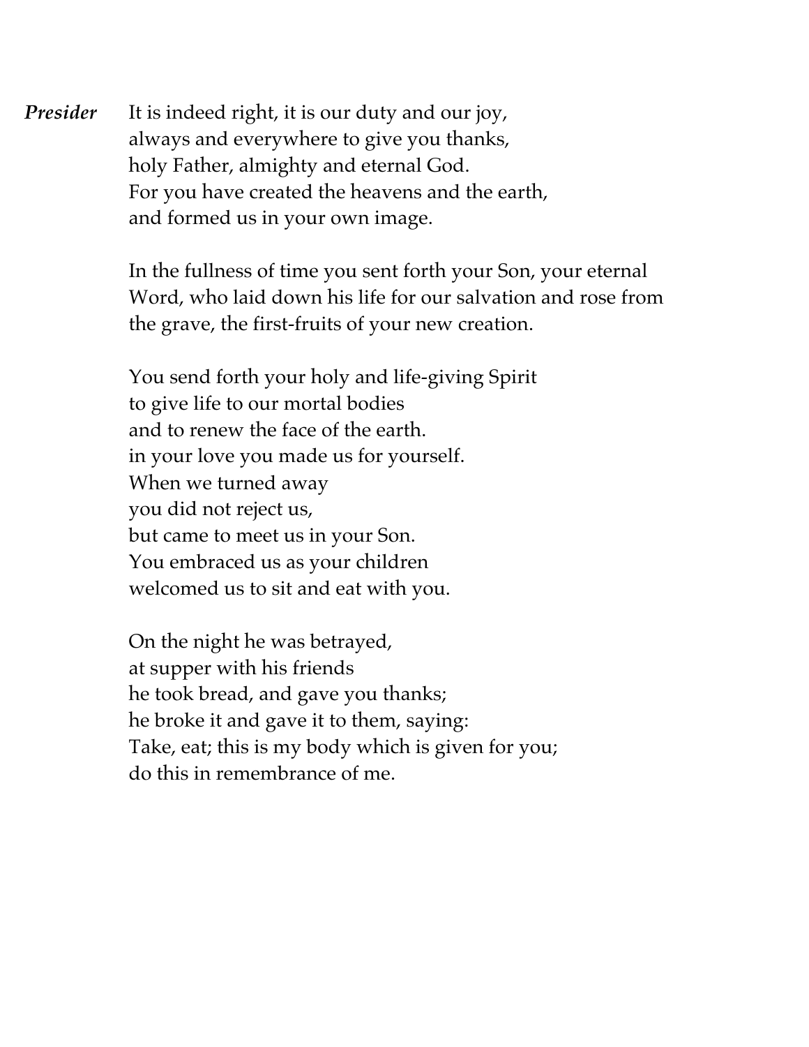***Presider*** It is indeed right, it is our duty and our joy,
always and everywhere to give you thanks,
holy Father, almighty and eternal God.
For you have created the heavens and the earth,
and formed us in your own image.

In the fullness of time you sent forth your Son, your eternal Word, who laid down his life for our salvation and rose from the grave, the first-fruits of your new creation.

You send forth your holy and life-giving Spirit
to give life to our mortal bodies
and to renew the face of the earth.
in your love you made us for yourself.
When we turned away
you did not reject us,
but came to meet us in your Son.
You embraced us as your children
welcomed us to sit and eat with you.

On the night he was betrayed,
at supper with his friends
he took bread, and gave you thanks;
he broke it and gave it to them, saying:
Take, eat; this is my body which is given for you;
do this in remembrance of me.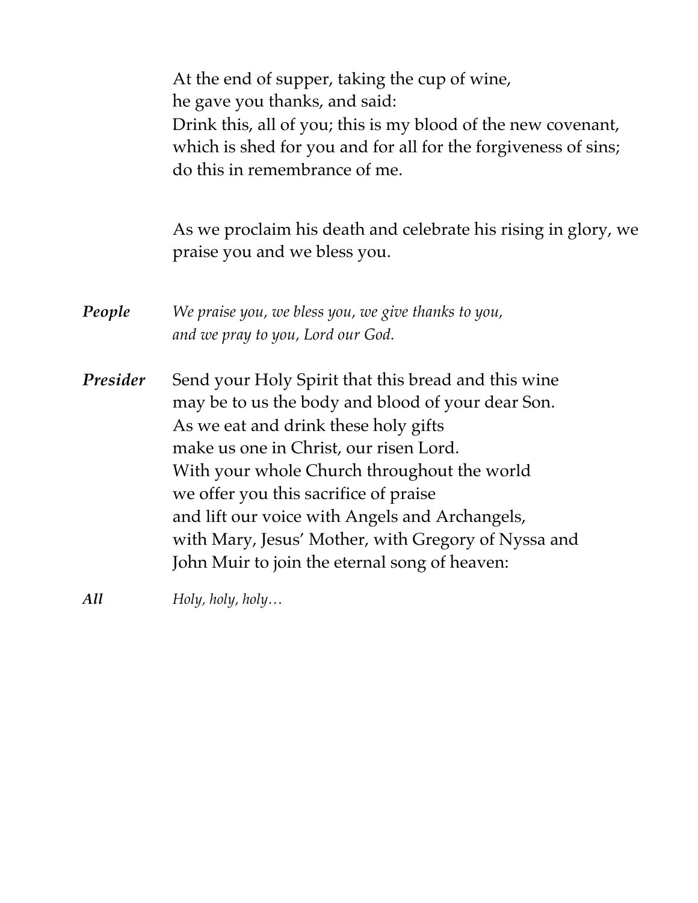At the end of supper, taking the cup of wine,  
he gave you thanks, and said:  
Drink this, all of you; this is my blood of the new covenant,  
which is shed for you and for all for the forgiveness of sins;  
do this in remembrance of me.

As we proclaim his death and celebrate his rising in glory, we praise you and we bless you.

***People*** *We praise you, we bless you, we give thanks to you,*  
*and we pray to you, Lord our God.*

***Presider*** Send your Holy Spirit that this bread and this wine  
may be to us the body and blood of your dear Son.  
As we eat and drink these holy gifts  
make us one in Christ, our risen Lord.  
With your whole Church throughout the world  
we offer you this sacrifice of praise  
and lift our voice with Angels and Archangels,  
with Mary, Jesus' Mother, with Gregory of Nyssa and  
John Muir to join the eternal song of heaven:

***All*** *Holy, holy, holy…*